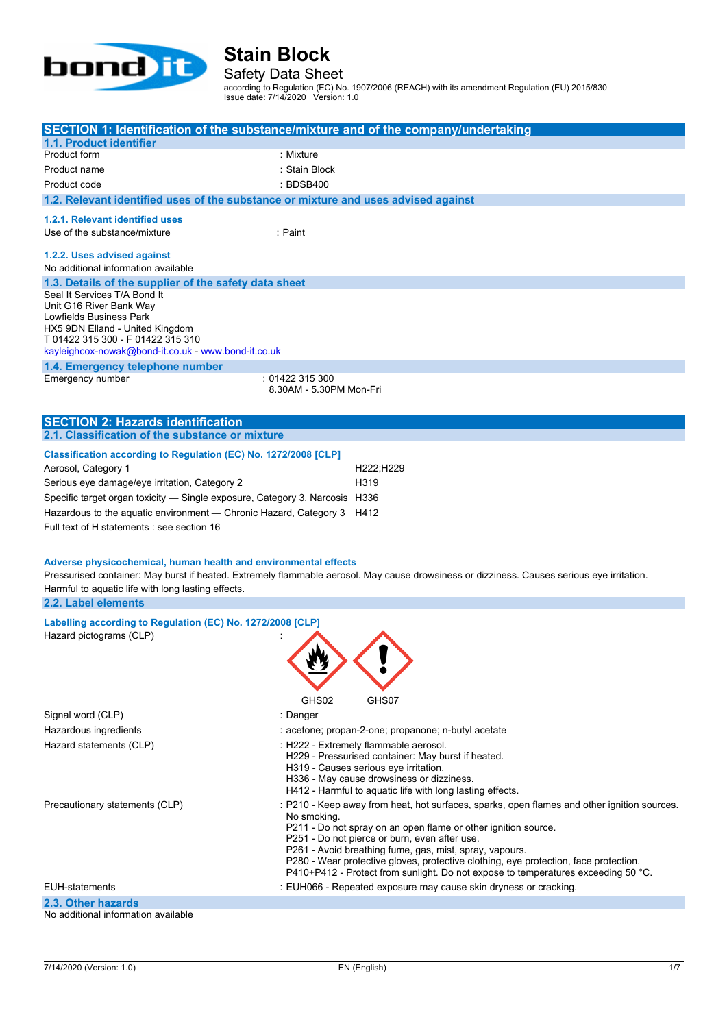# Stain Block

## Safety Data Sheet

according to Regulation (EC) No. 1907/2006 (REACH) with its amendment Regulation (EU) 2015/830
Issue date: 7/14/2020 Version: 1.0

## SECTION 1: Identification of the substance/mixture and of the company/undertaking

### 1.1. Product identifier

| | |
|---|---|
| Product form | : Mixture |
| Product name | : Stain Block |
| Product code | : BDSB400 |

### 1.2. Relevant identified uses of the substance or mixture and uses advised against

#### 1.2.1. Relevant identified uses

| | |
|---|---|
| Use of the substance/mixture | : Paint |

#### 1.2.2. Uses advised against

No additional information available

### 1.3. Details of the supplier of the safety data sheet

Seal It Services T/A Bond It
Unit G16 River Bank Way
Lowfields Business Park
HX5 9DN Elland - United Kingdom
T 01422 315 300 - F 01422 315 310
kayleighcox-nowak@bond-it.co.uk - www.bond-it.co.uk

### 1.4. Emergency telephone number

| | |
|---|---|
| Emergency number | : 01422 315 300<br>8.30AM - 5.30PM Mon-Fri |

## SECTION 2: Hazards identification

### 2.1. Classification of the substance or mixture

**Classification according to Regulation (EC) No. 1272/2008 [CLP]**

| | |
|---|---|
| Aerosol, Category 1 | H222;H229 |
| Serious eye damage/eye irritation, Category 2 | H319 |
| Specific target organ toxicity — Single exposure, Category 3, Narcosis | H336 |
| Hazardous to the aquatic environment — Chronic Hazard, Category 3 | H412 |

Full text of H statements : see section 16

**Adverse physicochemical, human health and environmental effects**

Pressurised container: May burst if heated. Extremely flammable aerosol. May cause drowsiness or dizziness. Causes serious eye irritation. Harmful to aquatic life with long lasting effects.

### 2.2. Label elements

**Labelling according to Regulation (EC) No. 1272/2008 [CLP]**

| | |
|---|---|
| Hazard pictograms (CLP) | : GHS02 GHS07 |
| Signal word (CLP) | : Danger |
| Hazardous ingredients | : acetone; propan-2-one; propanone; n-butyl acetate |
| Hazard statements (CLP) | : H222 - Extremely flammable aerosol.<br>H229 - Pressurised container: May burst if heated.<br>H319 - Causes serious eye irritation.<br>H336 - May cause drowsiness or dizziness.<br>H412 - Harmful to aquatic life with long lasting effects. |
| Precautionary statements (CLP) | : P210 - Keep away from heat, hot surfaces, sparks, open flames and other ignition sources. No smoking.<br>P211 - Do not spray on an open flame or other ignition source.<br>P251 - Do not pierce or burn, even after use.<br>P261 - Avoid breathing fume, gas, mist, spray, vapours.<br>P280 - Wear protective gloves, protective clothing, eye protection, face protection.<br>P410+P412 - Protect from sunlight. Do not expose to temperatures exceeding 50 °C. |
| EUH-statements | : EUH066 - Repeated exposure may cause skin dryness or cracking. |

### 2.3. Other hazards

No additional information available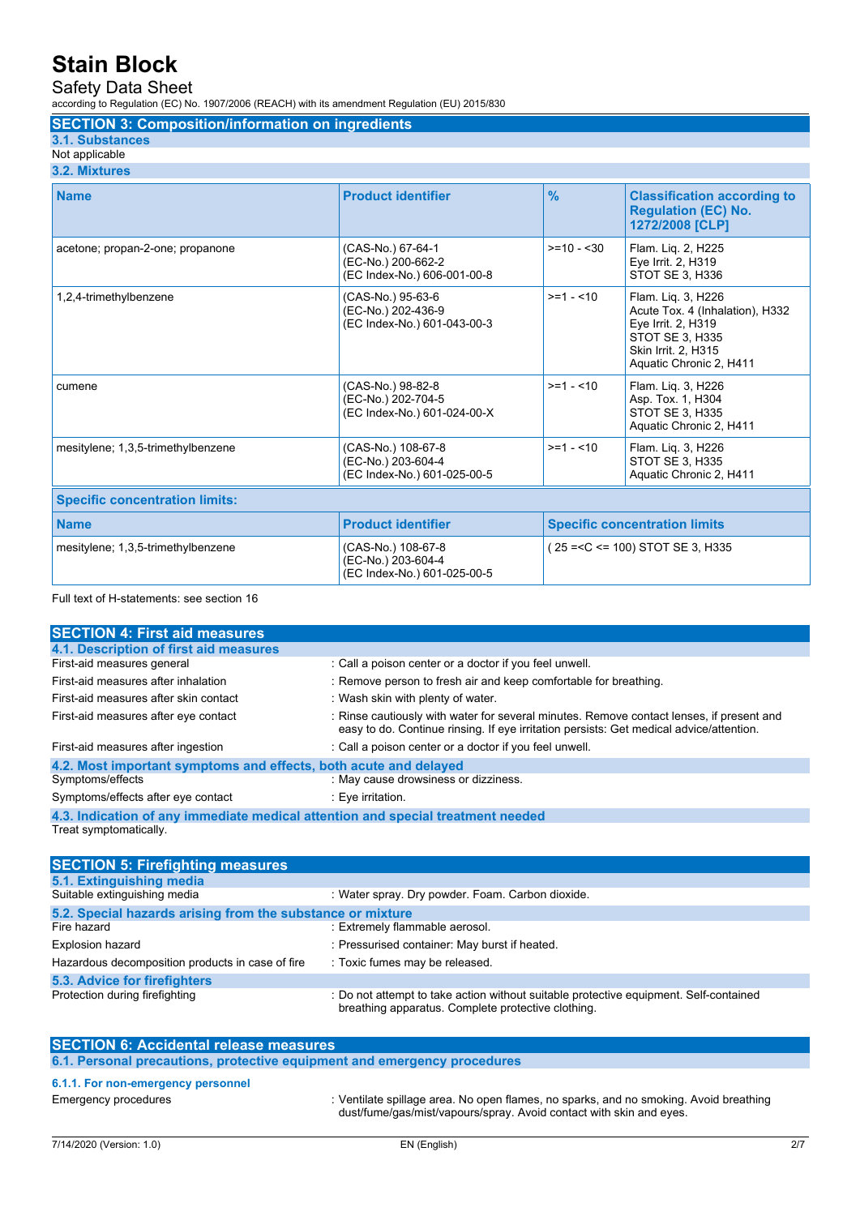## SECTION 3: Composition/information on ingredients

### 3.1. Substances

Not applicable

### 3.2. Mixtures

| Name | Product identifier | % | Classification according to Regulation (EC) No. 1272/2008 [CLP] |
|---|---|---|---|
| acetone; propan-2-one; propanone | (CAS-No.) 67-64-1<br>(EC-No.) 200-662-2<br>(EC Index-No.) 606-001-00-8 | >=10 - <30 | Flam. Liq. 2, H225<br>Eye Irrit. 2, H319<br>STOT SE 3, H336 |
| 1,2,4-trimethylbenzene | (CAS-No.) 95-63-6<br>(EC-No.) 202-436-9<br>(EC Index-No.) 601-043-00-3 | >=1 - <10 | Flam. Liq. 3, H226<br>Acute Tox. 4 (Inhalation), H332<br>Eye Irrit. 2, H319<br>STOT SE 3, H335<br>Skin Irrit. 2, H315<br>Aquatic Chronic 2, H411 |
| cumene | (CAS-No.) 98-82-8<br>(EC-No.) 202-704-5<br>(EC Index-No.) 601-024-00-X | >=1 - <10 | Flam. Liq. 3, H226<br>Asp. Tox. 1, H304<br>STOT SE 3, H335<br>Aquatic Chronic 2, H411 |
| mesitylene; 1,3,5-trimethylbenzene | (CAS-No.) 108-67-8<br>(EC-No.) 203-604-4<br>(EC Index-No.) 601-025-00-5 | >=1 - <10 | Flam. Liq. 3, H226<br>STOT SE 3, H335<br>Aquatic Chronic 2, H411 |

**Specific concentration limits:**

| Name | Product identifier | Specific concentration limits |
|---|---|---|
| mesitylene; 1,3,5-trimethylbenzene | (CAS-No.) 108-67-8<br>(EC-No.) 203-604-4<br>(EC Index-No.) 601-025-00-5 | ( 25 =<C <= 100) STOT SE 3, H335 |

Full text of H-statements: see section 16

## SECTION 4: First aid measures

### 4.1. Description of first aid measures

First-aid measures general : Call a poison center or a doctor if you feel unwell.

First-aid measures after inhalation : Remove person to fresh air and keep comfortable for breathing.

First-aid measures after skin contact : Wash skin with plenty of water.

First-aid measures after eye contact : Rinse cautiously with water for several minutes. Remove contact lenses, if present and easy to do. Continue rinsing. If eye irritation persists: Get medical advice/attention.

First-aid measures after ingestion : Call a poison center or a doctor if you feel unwell.

### 4.2. Most important symptoms and effects, both acute and delayed

Symptoms/effects : May cause drowsiness or dizziness.

Symptoms/effects after eye contact : Eye irritation.

### 4.3. Indication of any immediate medical attention and special treatment needed

Treat symptomatically.

## SECTION 5: Firefighting measures

### 5.1. Extinguishing media

Suitable extinguishing media : Water spray. Dry powder. Foam. Carbon dioxide.

### 5.2. Special hazards arising from the substance or mixture

Fire hazard : Extremely flammable aerosol.

Explosion hazard : Pressurised container: May burst if heated.

Hazardous decomposition products in case of fire : Toxic fumes may be released.

### 5.3. Advice for firefighters

Protection during firefighting : Do not attempt to take action without suitable protective equipment. Self-contained breathing apparatus. Complete protective clothing.

## SECTION 6: Accidental release measures

### 6.1. Personal precautions, protective equipment and emergency procedures

#### 6.1.1. For non-emergency personnel

Emergency procedures : Ventilate spillage area. No open flames, no sparks, and no smoking. Avoid breathing dust/fume/gas/mist/vapours/spray. Avoid contact with skin and eyes.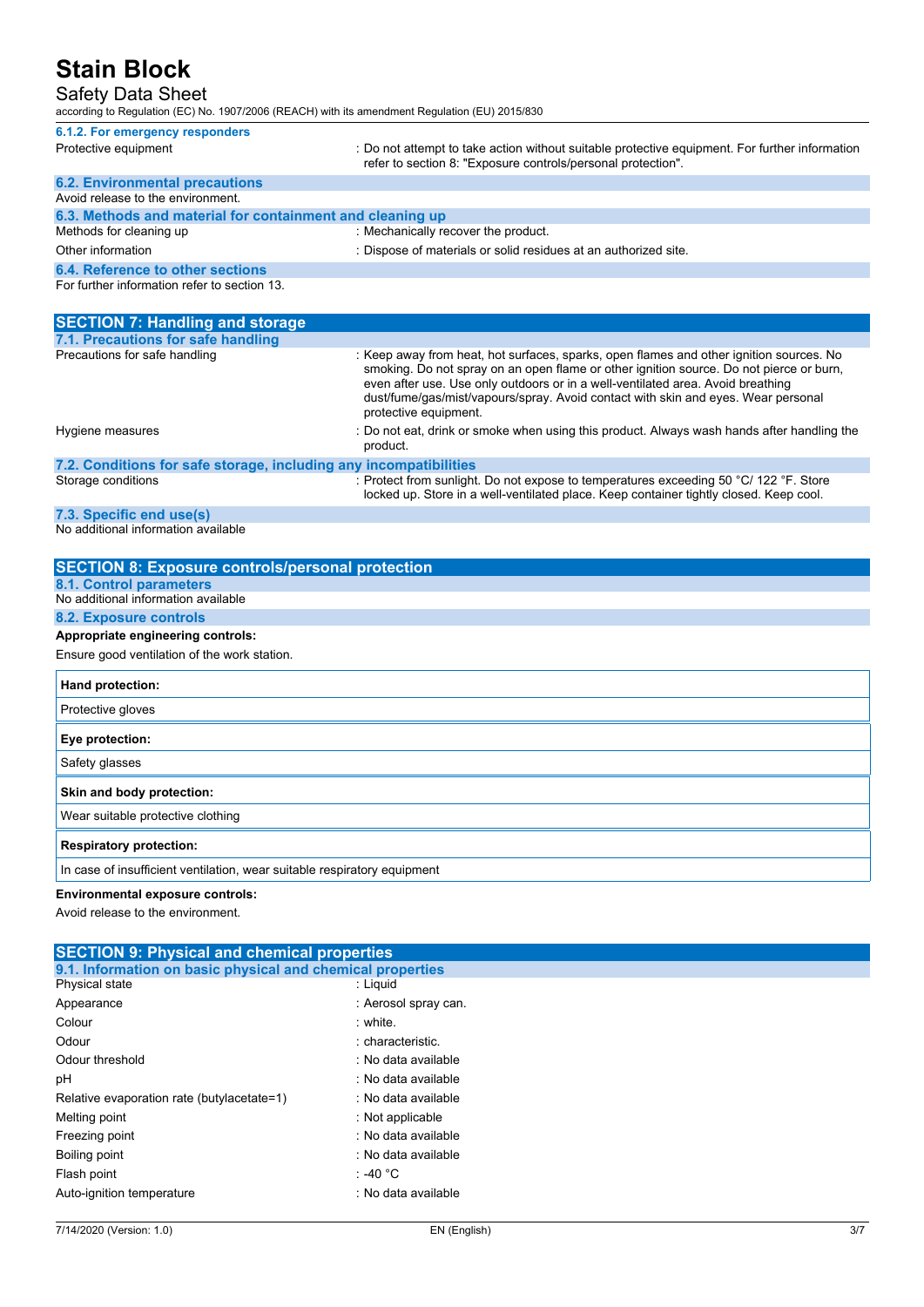#### 6.1.2. For emergency responders

| | |
|---|---|
| Protective equipment | : Do not attempt to take action without suitable protective equipment. For further information refer to section 8: "Exposure controls/personal protection". |

### 6.2. Environmental precautions

Avoid release to the environment.

### 6.3. Methods and material for containment and cleaning up

| | |
|---|---|
| Methods for cleaning up | : Mechanically recover the product. |
| Other information | : Dispose of materials or solid residues at an authorized site. |

### 6.4. Reference to other sections

For further information refer to section 13.

## SECTION 7: Handling and storage

### 7.1. Precautions for safe handling

| | |
|---|---|
| Precautions for safe handling | : Keep away from heat, hot surfaces, sparks, open flames and other ignition sources. No smoking. Do not spray on an open flame or other ignition source. Do not pierce or burn, even after use. Use only outdoors or in a well-ventilated area. Avoid breathing dust/fume/gas/mist/vapours/spray. Avoid contact with skin and eyes. Wear personal protective equipment. |
| Hygiene measures | : Do not eat, drink or smoke when using this product. Always wash hands after handling the product. |

### 7.2. Conditions for safe storage, including any incompatibilities

| | |
|---|---|
| Storage conditions | : Protect from sunlight. Do not expose to temperatures exceeding 50 °C/ 122 °F. Store locked up. Store in a well-ventilated place. Keep container tightly closed. Keep cool. |

### 7.3. Specific end use(s)

No additional information available

## SECTION 8: Exposure controls/personal protection

### 8.1. Control parameters

No additional information available

### 8.2. Exposure controls

**Appropriate engineering controls:**

Ensure good ventilation of the work station.

| **Hand protection:** |
|---|
| Protective gloves |

| **Eye protection:** |
|---|
| Safety glasses |

| **Skin and body protection:** |
|---|
| Wear suitable protective clothing |

| **Respiratory protection:** |
|---|
| In case of insufficient ventilation, wear suitable respiratory equipment |

**Environmental exposure controls:**

Avoid release to the environment.

## SECTION 9: Physical and chemical properties

### 9.1. Information on basic physical and chemical properties

| | |
|---|---|
| Physical state | : Liquid |
| Appearance | : Aerosol spray can. |
| Colour | : white. |
| Odour | : characteristic. |
| Odour threshold | : No data available |
| pH | : No data available |
| Relative evaporation rate (butylacetate=1) | : No data available |
| Melting point | : Not applicable |
| Freezing point | : No data available |
| Boiling point | : No data available |
| Flash point | : -40 °C |
| Auto-ignition temperature | : No data available |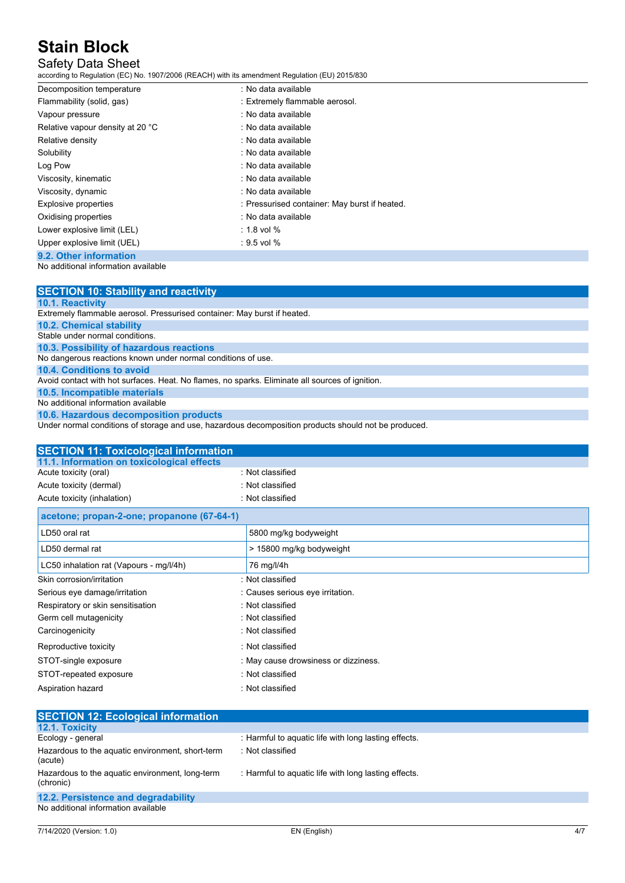| | |
|---|---|
| Decomposition temperature | : No data available |
| Flammability (solid, gas) | : Extremely flammable aerosol. |
| Vapour pressure | : No data available |
| Relative vapour density at 20 °C | : No data available |
| Relative density | : No data available |
| Solubility | : No data available |
| Log Pow | : No data available |
| Viscosity, kinematic | : No data available |
| Viscosity, dynamic | : No data available |
| Explosive properties | : Pressurised container: May burst if heated. |
| Oxidising properties | : No data available |
| Lower explosive limit (LEL) | : 1.8 vol % |
| Upper explosive limit (UEL) | : 9.5 vol % |

### 9.2. Other information

No additional information available

## SECTION 10: Stability and reactivity

### 10.1. Reactivity

Extremely flammable aerosol. Pressurised container: May burst if heated.

### 10.2. Chemical stability

Stable under normal conditions.

### 10.3. Possibility of hazardous reactions

No dangerous reactions known under normal conditions of use.

### 10.4. Conditions to avoid

Avoid contact with hot surfaces. Heat. No flames, no sparks. Eliminate all sources of ignition.

### 10.5. Incompatible materials

No additional information available

### 10.6. Hazardous decomposition products

Under normal conditions of storage and use, hazardous decomposition products should not be produced.

## SECTION 11: Toxicological information

### 11.1. Information on toxicological effects

| | |
|---|---|
| Acute toxicity (oral) | : Not classified |
| Acute toxicity (dermal) | : Not classified |
| Acute toxicity (inhalation) | : Not classified |

| acetone; propan-2-one; propanone (67-64-1) | |
|---|---|
| LD50 oral rat | 5800 mg/kg bodyweight |
| LD50 dermal rat | > 15800 mg/kg bodyweight |
| LC50 inhalation rat (Vapours - mg/l/4h) | 76 mg/l/4h |

| | |
|---|---|
| Skin corrosion/irritation | : Not classified |
| Serious eye damage/irritation | : Causes serious eye irritation. |
| Respiratory or skin sensitisation | : Not classified |
| Germ cell mutagenicity | : Not classified |
| Carcinogenicity | : Not classified |
| Reproductive toxicity | : Not classified |
| STOT-single exposure | : May cause drowsiness or dizziness. |
| STOT-repeated exposure | : Not classified |
| Aspiration hazard | : Not classified |

## SECTION 12: Ecological information

### 12.1. Toxicity

| | |
|---|---|
| Ecology - general | : Harmful to aquatic life with long lasting effects. |
| Hazardous to the aquatic environment, short-term (acute) | : Not classified |
| Hazardous to the aquatic environment, long-term (chronic) | : Harmful to aquatic life with long lasting effects. |

### 12.2. Persistence and degradability

No additional information available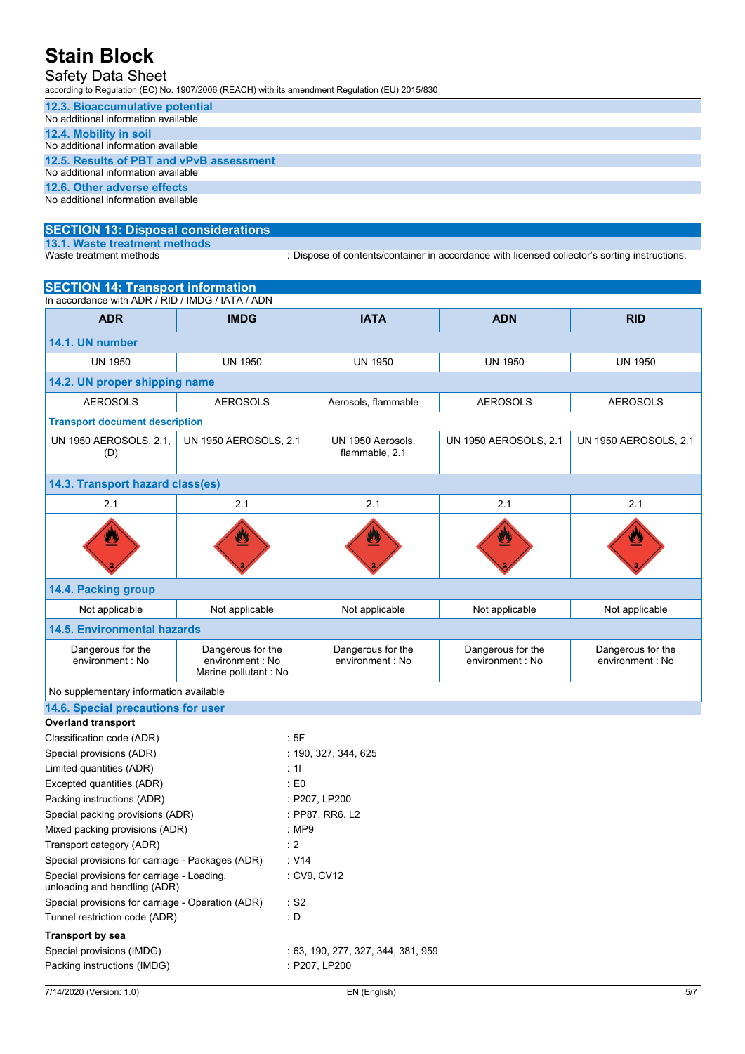### 12.3. Bioaccumulative potential

No additional information available

### 12.4. Mobility in soil

No additional information available

### 12.5. Results of PBT and vPvB assessment

No additional information available

### 12.6. Other adverse effects

No additional information available

## SECTION 13: Disposal considerations

### 13.1. Waste treatment methods

Waste treatment methods : Dispose of contents/container in accordance with licensed collector's sorting instructions.

## SECTION 14: Transport information

In accordance with ADR / RID / IMDG / IATA / ADN

| ADR | IMDG | IATA | ADN | RID |
|---|---|---|---|---|
| **14.1. UN number** | | | | |
| UN 1950 | UN 1950 | UN 1950 | UN 1950 | UN 1950 |
| **14.2. UN proper shipping name** | | | | |
| AEROSOLS | AEROSOLS | Aerosols, flammable | AEROSOLS | AEROSOLS |
| **Transport document description** | | | | |
| UN 1950 AEROSOLS, 2.1, (D) | UN 1950 AEROSOLS, 2.1 | UN 1950 Aerosols, flammable, 2.1 | UN 1950 AEROSOLS, 2.1 | UN 1950 AEROSOLS, 2.1 |
| **14.3. Transport hazard class(es)** | | | | |
| 2.1 | 2.1 | 2.1 | 2.1 | 2.1 |
| **14.4. Packing group** | | | | |
| Not applicable | Not applicable | Not applicable | Not applicable | Not applicable |
| **14.5. Environmental hazards** | | | | |
| Dangerous for the environment : No | Dangerous for the environment : No<br>Marine pollutant : No | Dangerous for the environment : No | Dangerous for the environment : No | Dangerous for the environment : No |
| No supplementary information available | | | | |

### 14.6. Special precautions for user

**Overland transport**

Classification code (ADR) : 5F

Special provisions (ADR) : 190, 327, 344, 625

Limited quantities (ADR) : 1l

Excepted quantities (ADR) : E0

Packing instructions (ADR) : P207, LP200

Special packing provisions (ADR) : PP87, RR6, L2

Mixed packing provisions (ADR) : MP9

Transport category (ADR) : 2

Special provisions for carriage - Packages (ADR) : V14

Special provisions for carriage - Loading, unloading and handling (ADR) : CV9, CV12

Special provisions for carriage - Operation (ADR) : S2

Tunnel restriction code (ADR) : D

**Transport by sea**

Special provisions (IMDG) : 63, 190, 277, 327, 344, 381, 959

Packing instructions (IMDG) : P207, LP200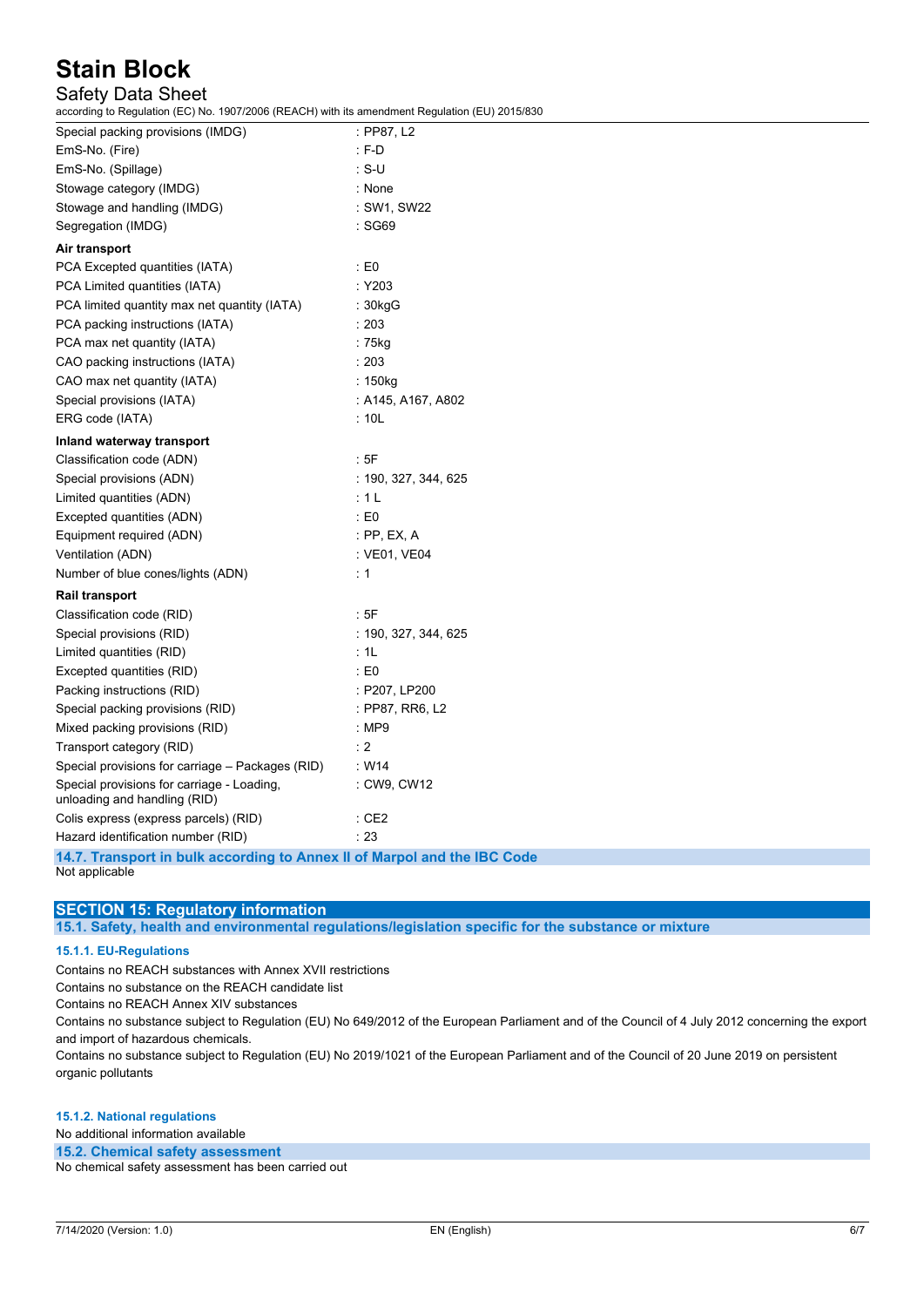| | |
|---|---|
| Special packing provisions (IMDG) | : PP87, L2 |
| EmS-No. (Fire) | : F-D |
| EmS-No. (Spillage) | : S-U |
| Stowage category (IMDG) | : None |
| Stowage and handling (IMDG) | : SW1, SW22 |
| Segregation (IMDG) | : SG69 |

**Air transport**

| | |
|---|---|
| PCA Excepted quantities (IATA) | : E0 |
| PCA Limited quantities (IATA) | : Y203 |
| PCA limited quantity max net quantity (IATA) | : 30kgG |
| PCA packing instructions (IATA) | : 203 |
| PCA max net quantity (IATA) | : 75kg |
| CAO packing instructions (IATA) | : 203 |
| CAO max net quantity (IATA) | : 150kg |
| Special provisions (IATA) | : A145, A167, A802 |
| ERG code (IATA) | : 10L |

**Inland waterway transport**

| | |
|---|---|
| Classification code (ADN) | : 5F |
| Special provisions (ADN) | : 190, 327, 344, 625 |
| Limited quantities (ADN) | : 1 L |
| Excepted quantities (ADN) | : E0 |
| Equipment required (ADN) | : PP, EX, A |
| Ventilation (ADN) | : VE01, VE04 |
| Number of blue cones/lights (ADN) | : 1 |

**Rail transport**

| | |
|---|---|
| Classification code (RID) | : 5F |
| Special provisions (RID) | : 190, 327, 344, 625 |
| Limited quantities (RID) | : 1L |
| Excepted quantities (RID) | : E0 |
| Packing instructions (RID) | : P207, LP200 |
| Special packing provisions (RID) | : PP87, RR6, L2 |
| Mixed packing provisions (RID) | : MP9 |
| Transport category (RID) | : 2 |
| Special provisions for carriage – Packages (RID) | : W14 |
| Special provisions for carriage - Loading, unloading and handling (RID) | : CW9, CW12 |
| Colis express (express parcels) (RID) | : CE2 |
| Hazard identification number (RID) | : 23 |

### 14.7. Transport in bulk according to Annex II of Marpol and the IBC Code

Not applicable

## SECTION 15: Regulatory information

### 15.1. Safety, health and environmental regulations/legislation specific for the substance or mixture

#### 15.1.1. EU-Regulations

Contains no REACH substances with Annex XVII restrictions

Contains no substance on the REACH candidate list

Contains no REACH Annex XIV substances

Contains no substance subject to Regulation (EU) No 649/2012 of the European Parliament and of the Council of 4 July 2012 concerning the export and import of hazardous chemicals.

Contains no substance subject to Regulation (EU) No 2019/1021 of the European Parliament and of the Council of 20 June 2019 on persistent organic pollutants

#### 15.1.2. National regulations

No additional information available

### 15.2. Chemical safety assessment

No chemical safety assessment has been carried out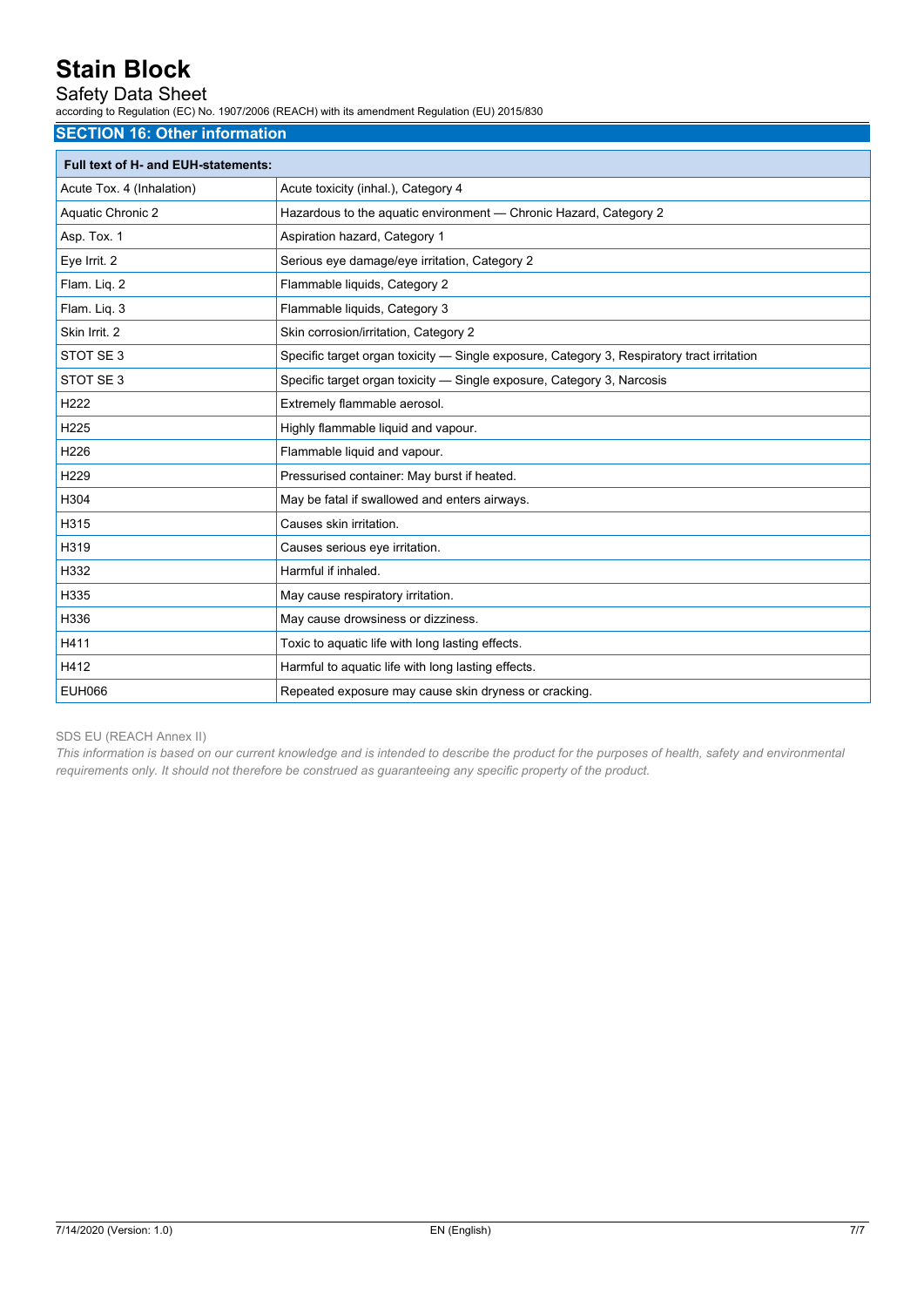## SECTION 16: Other information

| Full text of H- and EUH-statements: | |
|---|---|
| Acute Tox. 4 (Inhalation) | Acute toxicity (inhal.), Category 4 |
| Aquatic Chronic 2 | Hazardous to the aquatic environment — Chronic Hazard, Category 2 |
| Asp. Tox. 1 | Aspiration hazard, Category 1 |
| Eye Irrit. 2 | Serious eye damage/eye irritation, Category 2 |
| Flam. Liq. 2 | Flammable liquids, Category 2 |
| Flam. Liq. 3 | Flammable liquids, Category 3 |
| Skin Irrit. 2 | Skin corrosion/irritation, Category 2 |
| STOT SE 3 | Specific target organ toxicity — Single exposure, Category 3, Respiratory tract irritation |
| STOT SE 3 | Specific target organ toxicity — Single exposure, Category 3, Narcosis |
| H222 | Extremely flammable aerosol. |
| H225 | Highly flammable liquid and vapour. |
| H226 | Flammable liquid and vapour. |
| H229 | Pressurised container: May burst if heated. |
| H304 | May be fatal if swallowed and enters airways. |
| H315 | Causes skin irritation. |
| H319 | Causes serious eye irritation. |
| H332 | Harmful if inhaled. |
| H335 | May cause respiratory irritation. |
| H336 | May cause drowsiness or dizziness. |
| H411 | Toxic to aquatic life with long lasting effects. |
| H412 | Harmful to aquatic life with long lasting effects. |
| EUH066 | Repeated exposure may cause skin dryness or cracking. |

SDS EU (REACH Annex II)

*This information is based on our current knowledge and is intended to describe the product for the purposes of health, safety and environmental requirements only. It should not therefore be construed as guaranteeing any specific property of the product.*